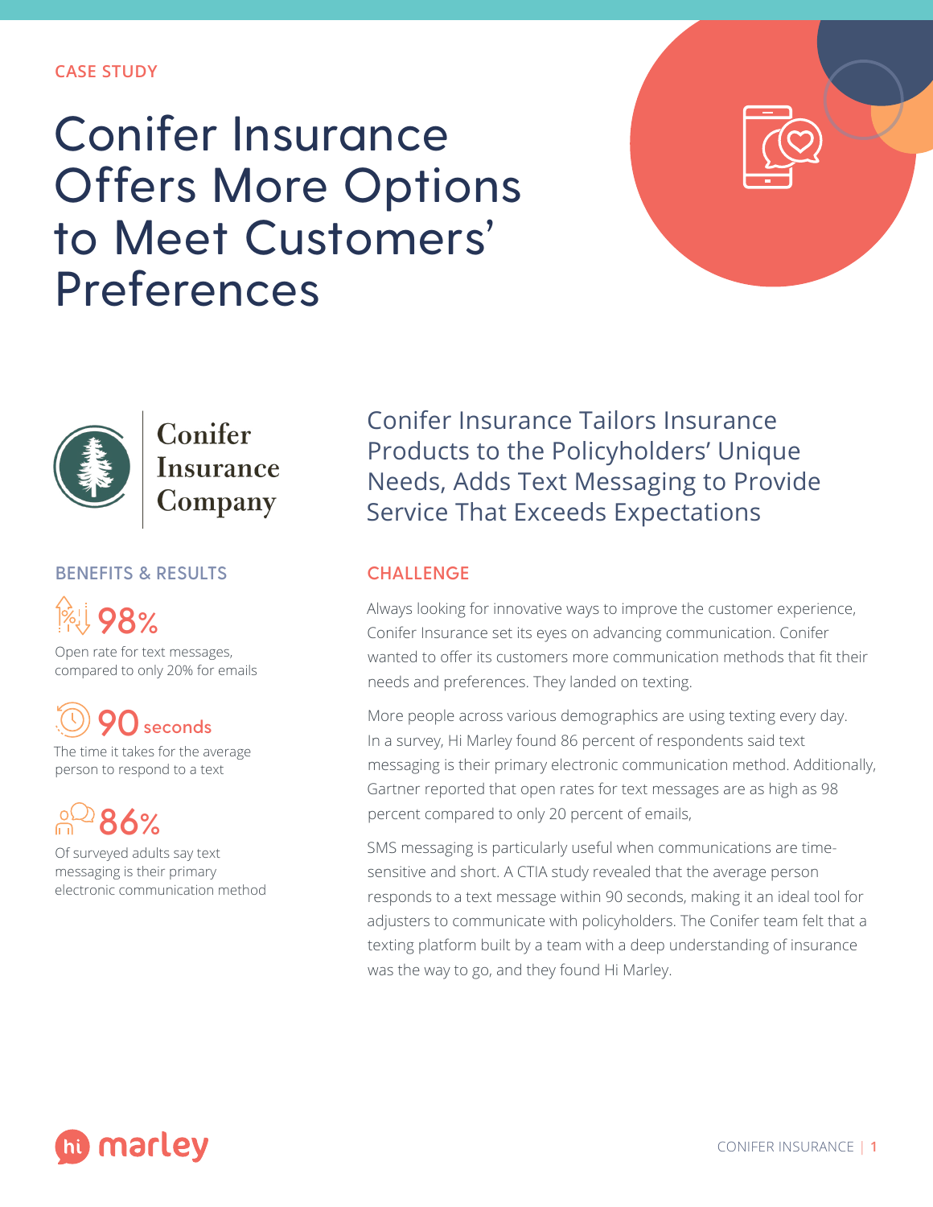CASE STUDY

# Conifer Insurance Offers More Options to Meet Customers' Preferences

Conifer Insurance Company

## Conifer Insurance Tailors Insurance Products to the Policyholders' Unique Needs, Adds Text Messaging to Provide Service That Exceeds Expectations

### BENEFITS & RESULTS

**98%**
Open rate for text messages, compared to only 20% for emails

**90 seconds**
The time it takes for the average person to respond to a text

**86%**
Of surveyed adults say text messaging is their primary electronic communication method

### CHALLENGE

Always looking for innovative ways to improve the customer experience, Conifer Insurance set its eyes on advancing communication. Conifer wanted to offer its customers more communication methods that fit their needs and preferences. They landed on texting.

More people across various demographics are using texting every day. In a survey, Hi Marley found 86 percent of respondents said text messaging is their primary electronic communication method. Additionally, Gartner reported that open rates for text messages are as high as 98 percent compared to only 20 percent of emails,

SMS messaging is particularly useful when communications are time-sensitive and short. A CTIA study revealed that the average person responds to a text message within 90 seconds, making it an ideal tool for adjusters to communicate with policyholders. The Conifer team felt that a texting platform built by a team with a deep understanding of insurance was the way to go, and they found Hi Marley.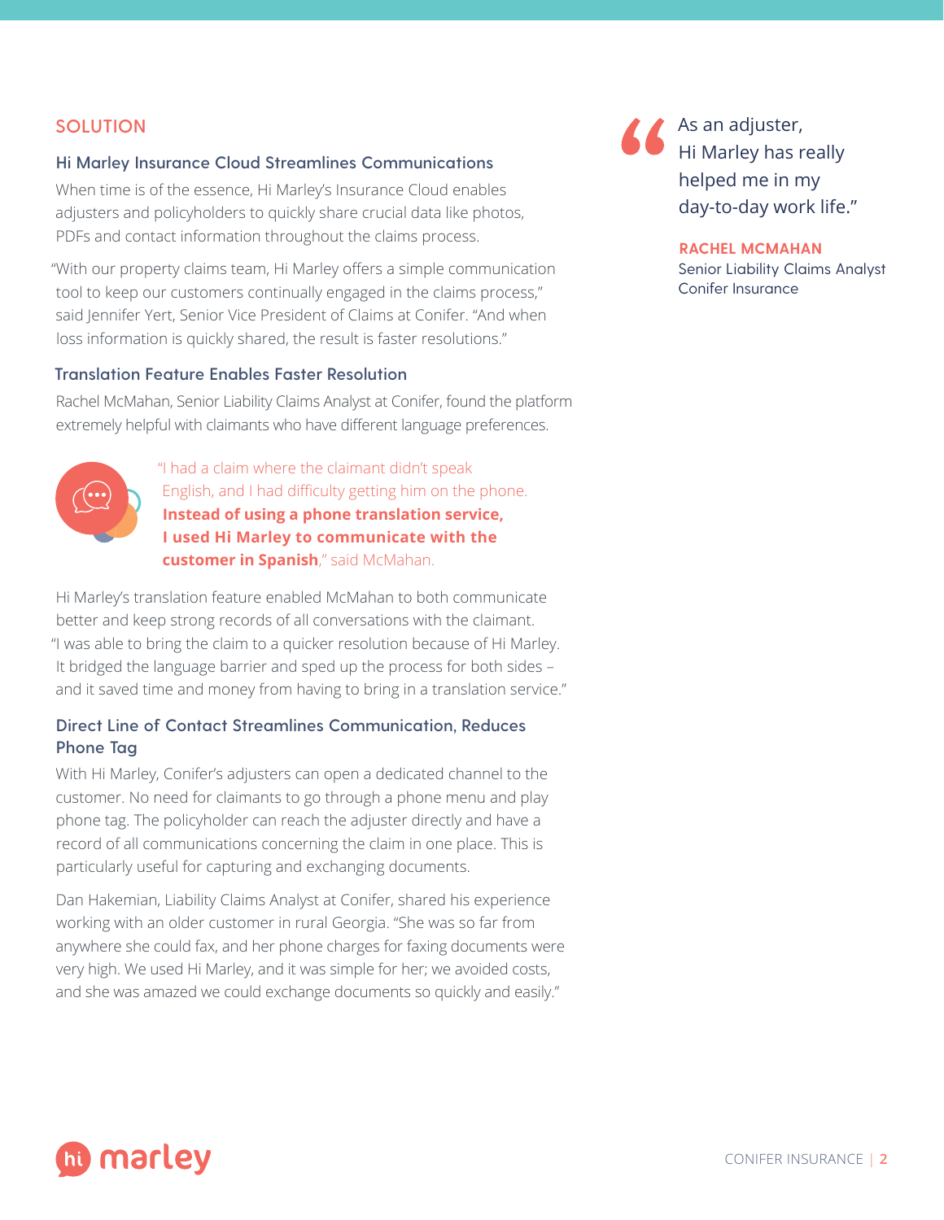## SOLUTION

### Hi Marley Insurance Cloud Streamlines Communications

When time is of the essence, Hi Marley's Insurance Cloud enables adjusters and policyholders to quickly share crucial data like photos, PDFs and contact information throughout the claims process.

"With our property claims team, Hi Marley offers a simple communication tool to keep our customers continually engaged in the claims process," said Jennifer Yert, Senior Vice President of Claims at Conifer. "And when loss information is quickly shared, the result is faster resolutions."

### Translation Feature Enables Faster Resolution

Rachel McMahan, Senior Liability Claims Analyst at Conifer, found the platform extremely helpful with claimants who have different language preferences.

"I had a claim where the claimant didn't speak English, and I had difficulty getting him on the phone. **Instead of using a phone translation service, I used Hi Marley to communicate with the customer in Spanish**," said McMahan.

Hi Marley's translation feature enabled McMahan to both communicate better and keep strong records of all conversations with the claimant. "I was able to bring the claim to a quicker resolution because of Hi Marley. It bridged the language barrier and sped up the process for both sides – and it saved time and money from having to bring in a translation service."

### Direct Line of Contact Streamlines Communication, Reduces Phone Tag

With Hi Marley, Conifer's adjusters can open a dedicated channel to the customer. No need for claimants to go through a phone menu and play phone tag. The policyholder can reach the adjuster directly and have a record of all communications concerning the claim in one place. This is particularly useful for capturing and exchanging documents.

Dan Hakemian, Liability Claims Analyst at Conifer, shared his experience working with an older customer in rural Georgia. "She was so far from anywhere she could fax, and her phone charges for faxing documents were very high. We used Hi Marley, and it was simple for her; we avoided costs, and she was amazed we could exchange documents so quickly and easily."

> "As an adjuster, Hi Marley has really helped me in my day-to-day work life."
>
> **RACHEL MCMAHAN**
> Senior Liability Claims Analyst
> Conifer Insurance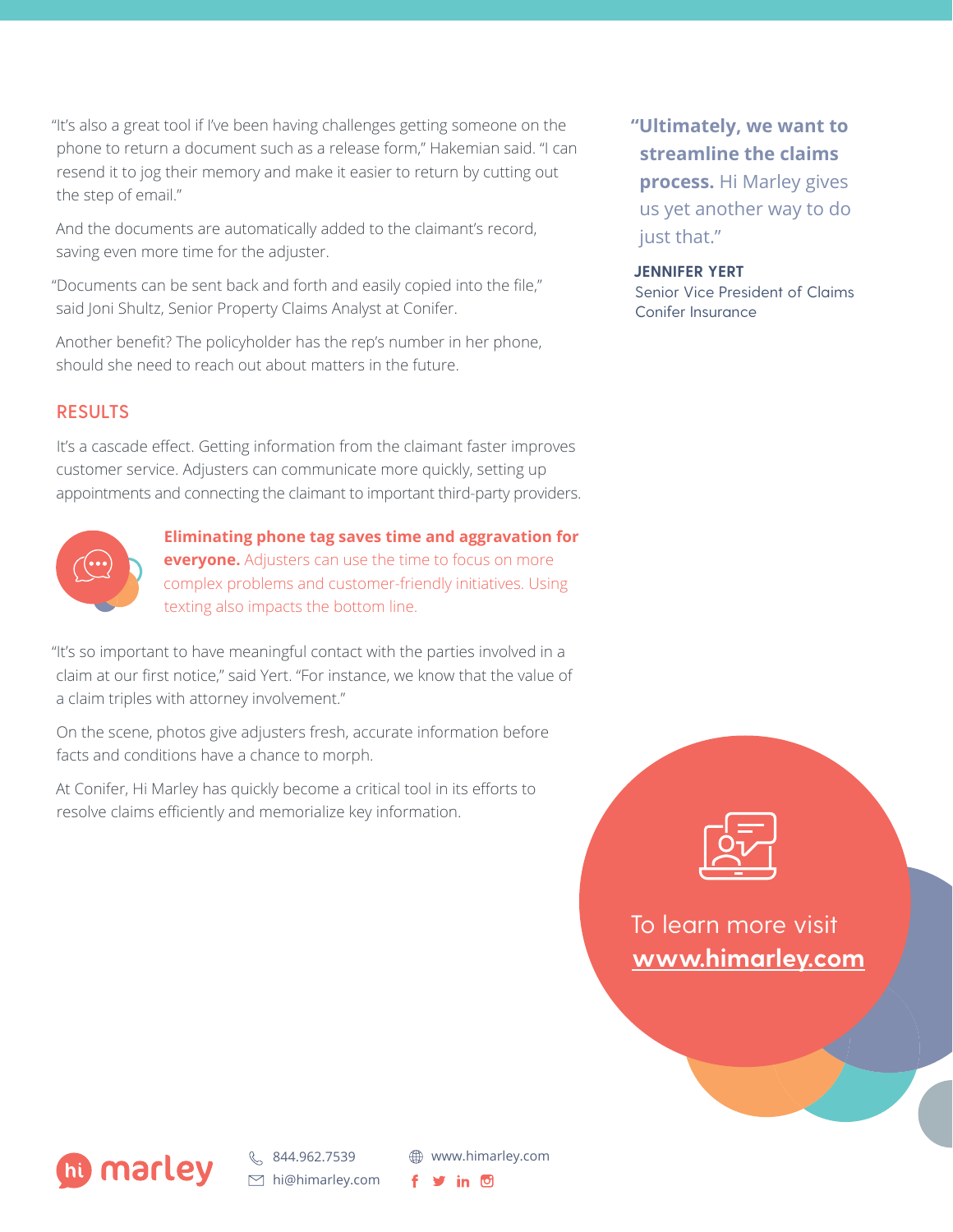"It's also a great tool if I've been having challenges getting someone on the phone to return a document such as a release form," Hakemian said. "I can resend it to jog their memory and make it easier to return by cutting out the step of email."

And the documents are automatically added to the claimant's record, saving even more time for the adjuster.

"Documents can be sent back and forth and easily copied into the file," said Joni Shultz, Senior Property Claims Analyst at Conifer.

Another benefit? The policyholder has the rep's number in her phone, should she need to reach out about matters in the future.

## RESULTS

It's a cascade effect. Getting information from the claimant faster improves customer service. Adjusters can communicate more quickly, setting up appointments and connecting the claimant to important third-party providers.

**Eliminating phone tag saves time and aggravation for everyone.** Adjusters can use the time to focus on more complex problems and customer-friendly initiatives. Using texting also impacts the bottom line.

"It's so important to have meaningful contact with the parties involved in a claim at our first notice," said Yert. "For instance, we know that the value of a claim triples with attorney involvement."

On the scene, photos give adjusters fresh, accurate information before facts and conditions have a chance to morph.

At Conifer, Hi Marley has quickly become a critical tool in its efforts to resolve claims efficiently and memorialize key information.

> **"Ultimately, we want to streamline the claims process.** Hi Marley gives us yet another way to do just that."
>
> **JENNIFER YERT**
> Senior Vice President of Claims
> Conifer Insurance

To learn more visit **www.himarley.com**

hi marley

844.962.7539
hi@himarley.com
www.himarley.com